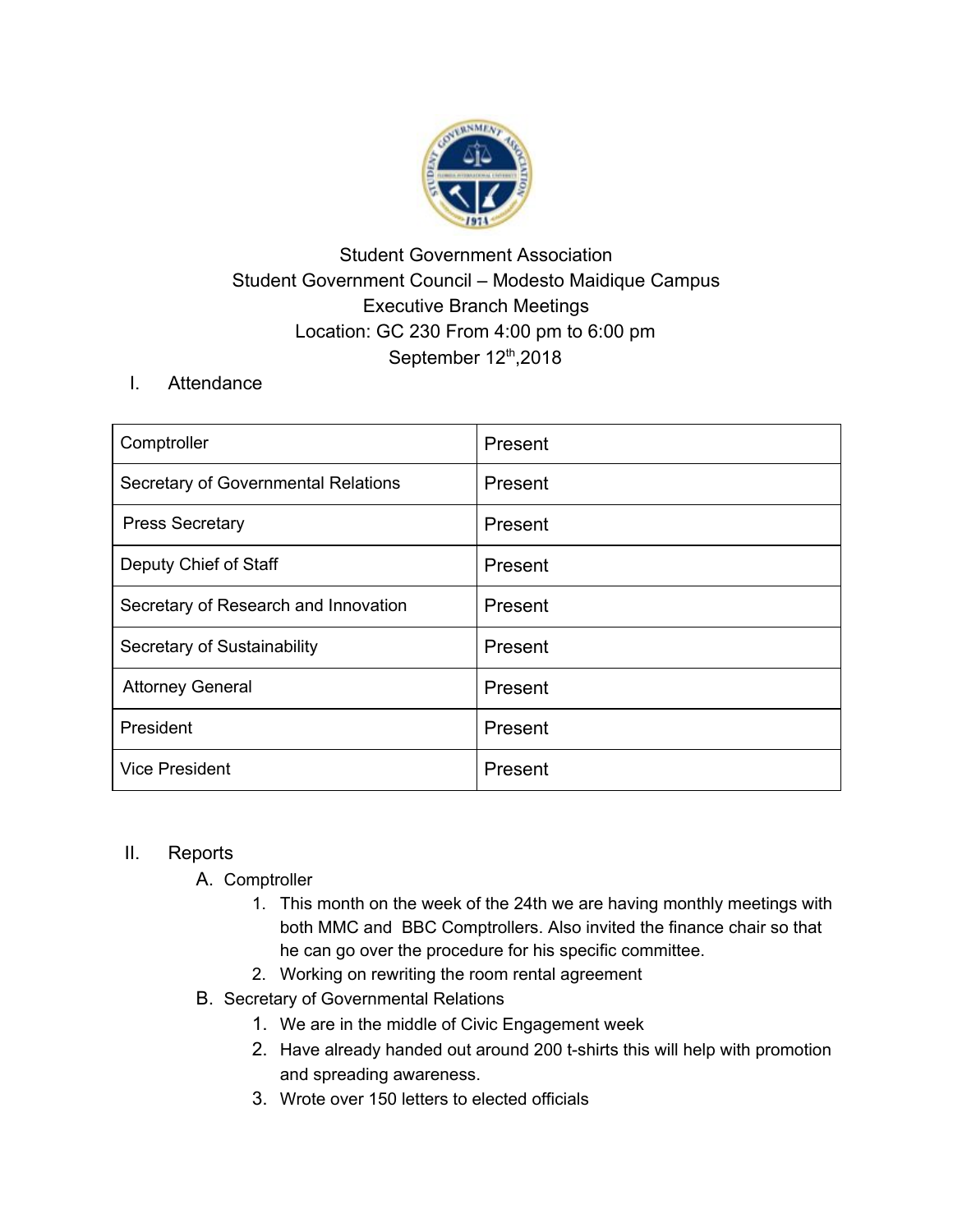Student Government Association

Student Government Council – Modesto Maidique Campus

Executive Branch Meetings

Location: GC 230 From 4:00 pm to 6:00 pm

September 12th,2018

## I. Attendance

| | |
|---|---|
| Comptroller | Present |
| Secretary of Governmental Relations | Present |
| Press Secretary | Present |
| Deputy Chief of Staff | Present |
| Secretary of Research and Innovation | Present |
| Secretary of Sustainability | Present |
| Attorney General | Present |
| President | Present |
| Vice President | Present |

## II. Reports

A. Comptroller

1. This month on the week of the 24th we are having monthly meetings with both MMC and BBC Comptrollers. Also invited the finance chair so that he can go over the procedure for his specific committee.
2. Working on rewriting the room rental agreement

B. Secretary of Governmental Relations

1. We are in the middle of Civic Engagement week
2. Have already handed out around 200 t-shirts this will help with promotion and spreading awareness.
3. Wrote over 150 letters to elected officials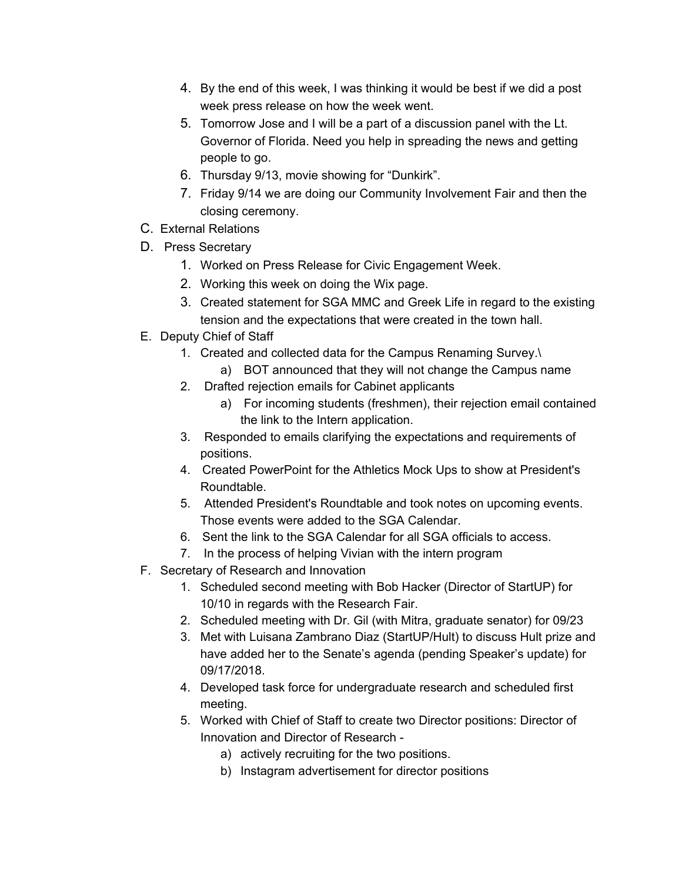4. By the end of this week, I was thinking it would be best if we did a post week press release on how the week went.
5. Tomorrow Jose and I will be a part of a discussion panel with the Lt. Governor of Florida. Need you help in spreading the news and getting people to go.
6. Thursday 9/13, movie showing for "Dunkirk".
7. Friday 9/14 we are doing our Community Involvement Fair and then the closing ceremony.

C. External Relations

D. Press Secretary
   1. Worked on Press Release for Civic Engagement Week.
   2. Working this week on doing the Wix page.
   3. Created statement for SGA MMC and Greek Life in regard to the existing tension and the expectations that were created in the town hall.

E. Deputy Chief of Staff
   1. Created and collected data for the Campus Renaming Survey.\
      a) BOT announced that they will not change the Campus name
   2. Drafted rejection emails for Cabinet applicants
      a) For incoming students (freshmen), their rejection email contained the link to the Intern application.
   3. Responded to emails clarifying the expectations and requirements of positions.
   4. Created PowerPoint for the Athletics Mock Ups to show at President's Roundtable.
   5. Attended President's Roundtable and took notes on upcoming events. Those events were added to the SGA Calendar.
   6. Sent the link to the SGA Calendar for all SGA officials to access.
   7. In the process of helping Vivian with the intern program

F. Secretary of Research and Innovation
   1. Scheduled second meeting with Bob Hacker (Director of StartUP) for 10/10 in regards with the Research Fair.
   2. Scheduled meeting with Dr. Gil (with Mitra, graduate senator) for 09/23
   3. Met with Luisana Zambrano Diaz (StartUP/Hult) to discuss Hult prize and have added her to the Senate's agenda (pending Speaker's update) for 09/17/2018.
   4. Developed task force for undergraduate research and scheduled first meeting.
   5. Worked with Chief of Staff to create two Director positions: Director of Innovation and Director of Research -
      a) actively recruiting for the two positions.
      b) Instagram advertisement for director positions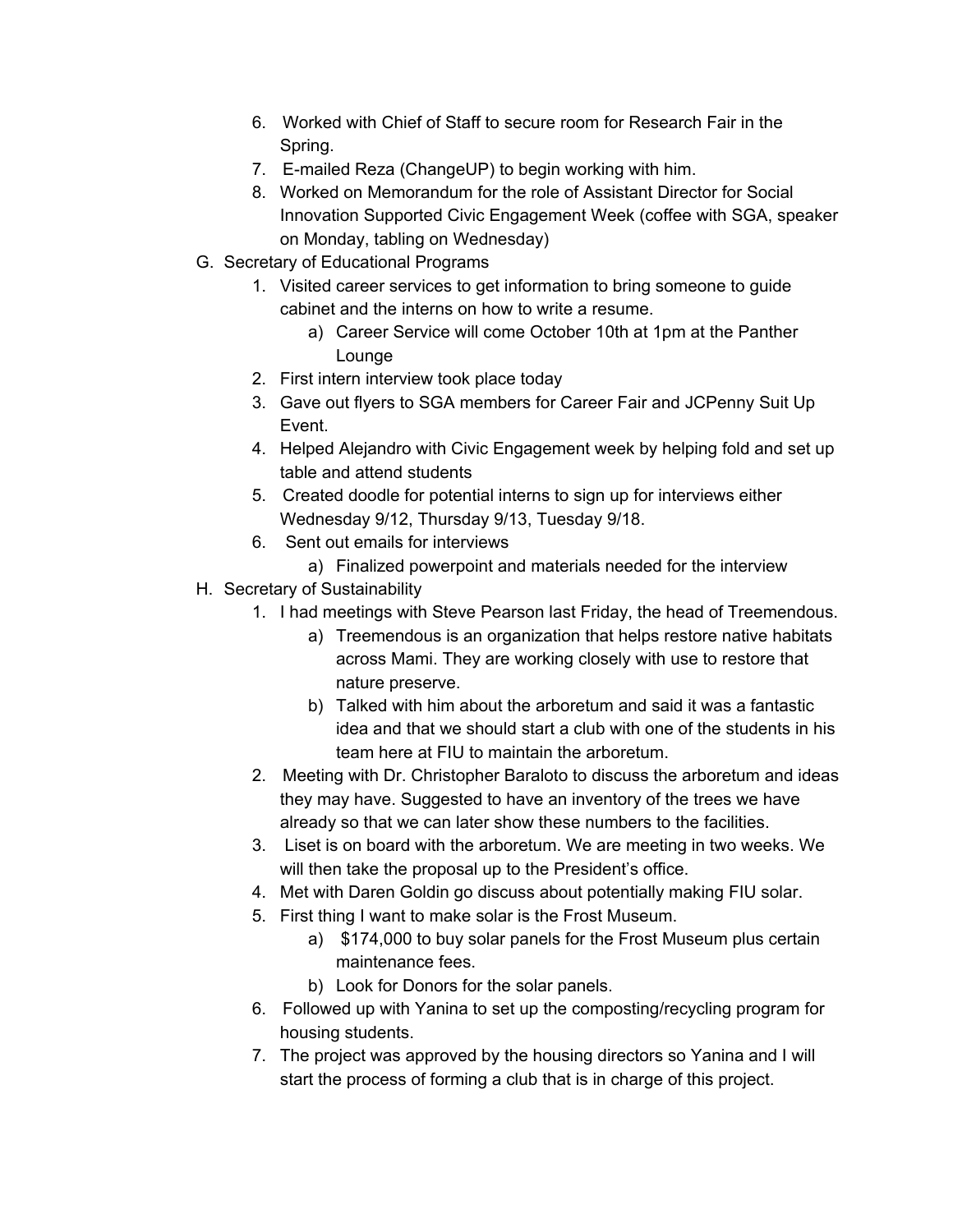6. Worked with Chief of Staff to secure room for Research Fair in the Spring.
7. E-mailed Reza (ChangeUP) to begin working with him.
8. Worked on Memorandum for the role of Assistant Director for Social Innovation Supported Civic Engagement Week (coffee with SGA, speaker on Monday, tabling on Wednesday)

G. Secretary of Educational Programs

1. Visited career services to get information to bring someone to guide cabinet and the interns on how to write a resume.
    a) Career Service will come October 10th at 1pm at the Panther Lounge
2. First intern interview took place today
3. Gave out flyers to SGA members for Career Fair and JCPenny Suit Up Event.
4. Helped Alejandro with Civic Engagement week by helping fold and set up table and attend students
5. Created doodle for potential interns to sign up for interviews either Wednesday 9/12, Thursday 9/13, Tuesday 9/18.
6. Sent out emails for interviews
    a) Finalized powerpoint and materials needed for the interview

H. Secretary of Sustainability

1. I had meetings with Steve Pearson last Friday, the head of Treemendous.
    a) Treemendous is an organization that helps restore native habitats across Mami. They are working closely with use to restore that nature preserve.
    b) Talked with him about the arboretum and said it was a fantastic idea and that we should start a club with one of the students in his team here at FIU to maintain the arboretum.
2. Meeting with Dr. Christopher Baraloto to discuss the arboretum and ideas they may have. Suggested to have an inventory of the trees we have already so that we can later show these numbers to the facilities.
3. Liset is on board with the arboretum. We are meeting in two weeks. We will then take the proposal up to the President's office.
4. Met with Daren Goldin go discuss about potentially making FIU solar.
5. First thing I want to make solar is the Frost Museum.
    a) $174,000 to buy solar panels for the Frost Museum plus certain maintenance fees.
    b) Look for Donors for the solar panels.
6. Followed up with Yanina to set up the composting/recycling program for housing students.
7. The project was approved by the housing directors so Yanina and I will start the process of forming a club that is in charge of this project.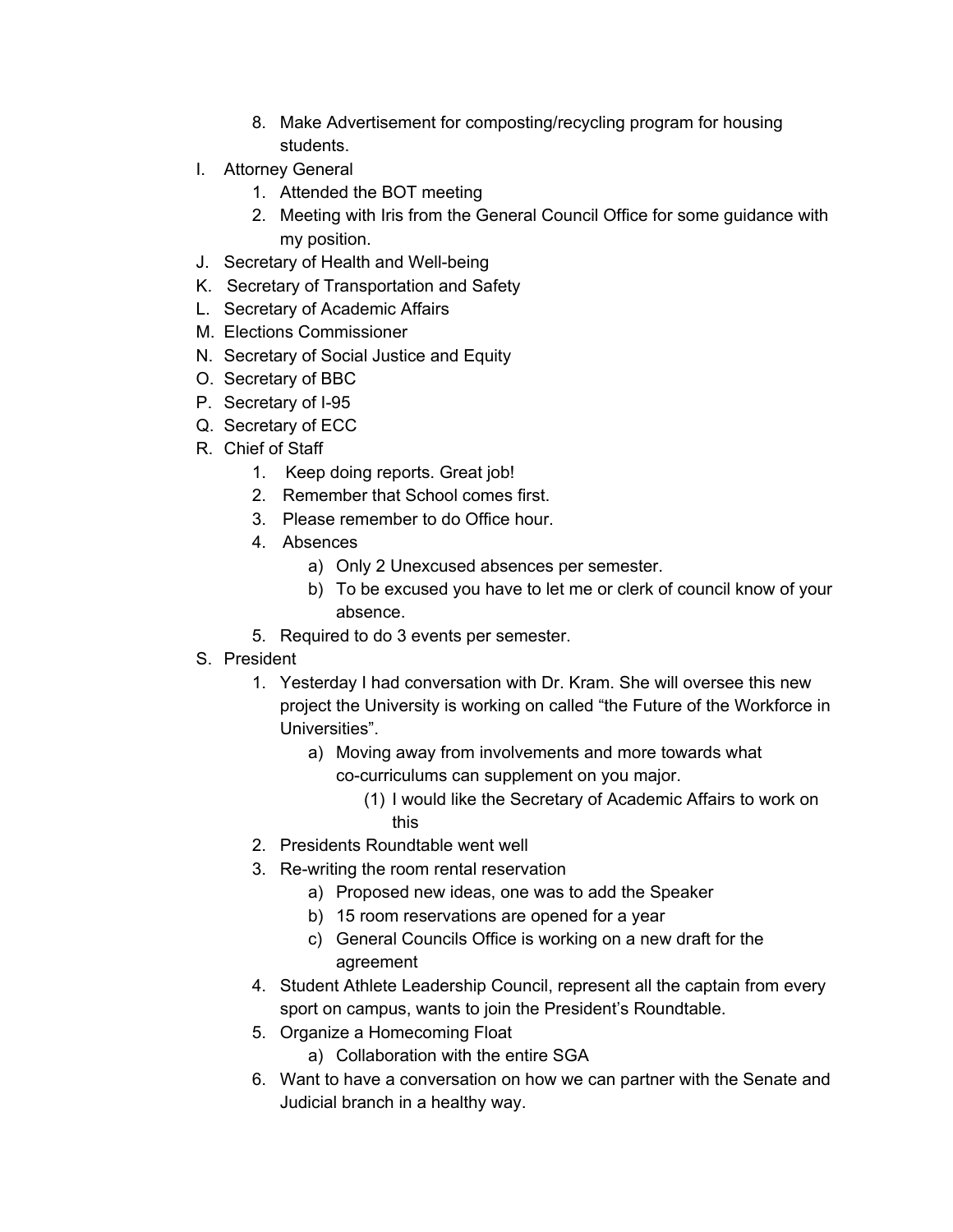8. Make Advertisement for composting/recycling program for housing students.

I. Attorney General
    1. Attended the BOT meeting
    2. Meeting with Iris from the General Council Office for some guidance with my position.

J. Secretary of Health and Well-being

K. Secretary of Transportation and Safety

L. Secretary of Academic Affairs

M. Elections Commissioner

N. Secretary of Social Justice and Equity

O. Secretary of BBC

P. Secretary of I-95

Q. Secretary of ECC

R. Chief of Staff
    1. Keep doing reports. Great job!
    2. Remember that School comes first.
    3. Please remember to do Office hour.
    4. Absences
        a) Only 2 Unexcused absences per semester.
        b) To be excused you have to let me or clerk of council know of your absence.
    5. Required to do 3 events per semester.

S. President
    1. Yesterday I had conversation with Dr. Kram. She will oversee this new project the University is working on called "the Future of the Workforce in Universities".
        a) Moving away from involvements and more towards what co-curriculums can supplement on you major.
            (1) I would like the Secretary of Academic Affairs to work on this
    2. Presidents Roundtable went well
    3. Re-writing the room rental reservation
        a) Proposed new ideas, one was to add the Speaker
        b) 15 room reservations are opened for a year
        c) General Councils Office is working on a new draft for the agreement
    4. Student Athlete Leadership Council, represent all the captain from every sport on campus, wants to join the President's Roundtable.
    5. Organize a Homecoming Float
        a) Collaboration with the entire SGA
    6. Want to have a conversation on how we can partner with the Senate and Judicial branch in a healthy way.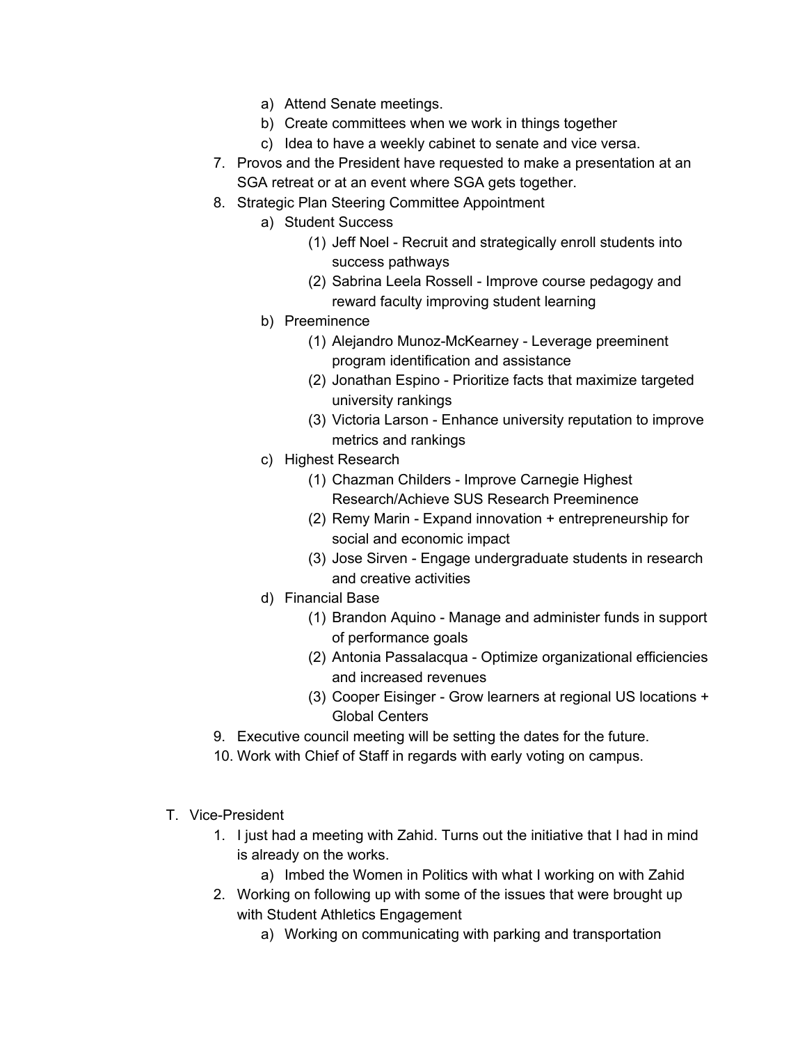a) Attend Senate meetings.
        b) Create committees when we work in things together
        c) Idea to have a weekly cabinet to senate and vice versa.

7. Provos and the President have requested to make a presentation at an SGA retreat or at an event where SGA gets together.
8. Strategic Plan Steering Committee Appointment
    a) Student Success
        (1) Jeff Noel - Recruit and strategically enroll students into success pathways
        (2) Sabrina Leela Rossell - Improve course pedagogy and reward faculty improving student learning
    b) Preeminence
        (1) Alejandro Munoz-McKearney - Leverage preeminent program identification and assistance
        (2) Jonathan Espino - Prioritize facts that maximize targeted university rankings
        (3) Victoria Larson - Enhance university reputation to improve metrics and rankings
    c) Highest Research
        (1) Chazman Childers - Improve Carnegie Highest Research/Achieve SUS Research Preeminence
        (2) Remy Marin - Expand innovation + entrepreneurship for social and economic impact
        (3) Jose Sirven - Engage undergraduate students in research and creative activities
    d) Financial Base
        (1) Brandon Aquino - Manage and administer funds in support of performance goals
        (2) Antonia Passalacqua - Optimize organizational efficiencies and increased revenues
        (3) Cooper Eisinger - Grow learners at regional US locations + Global Centers
9. Executive council meeting will be setting the dates for the future.
10. Work with Chief of Staff in regards with early voting on campus.

T. Vice-President

1. I just had a meeting with Zahid. Turns out the initiative that I had in mind is already on the works.
    a) Imbed the Women in Politics with what I working on with Zahid
2. Working on following up with some of the issues that were brought up with Student Athletics Engagement
    a) Working on communicating with parking and transportation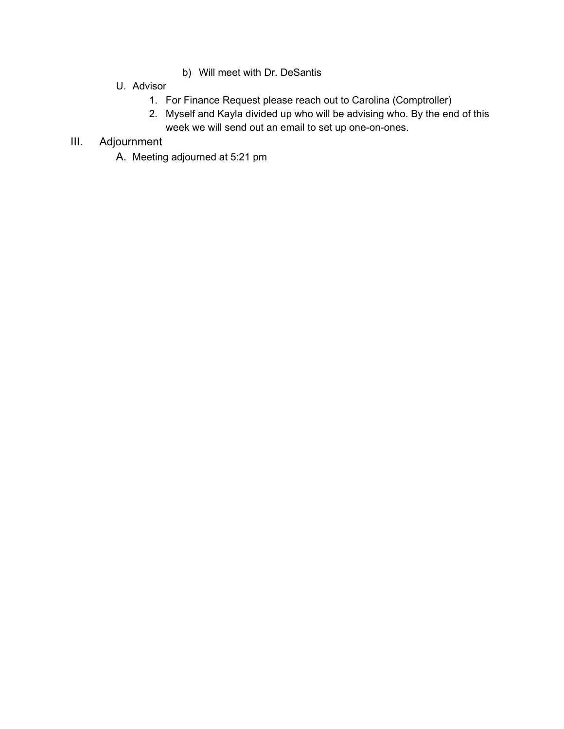b) Will meet with Dr. DeSantis

U. Advisor

1. For Finance Request please reach out to Carolina (Comptroller)
2. Myself and Kayla divided up who will be advising who. By the end of this week we will send out an email to set up one-on-ones.

III. Adjournment

A. Meeting adjourned at 5:21 pm